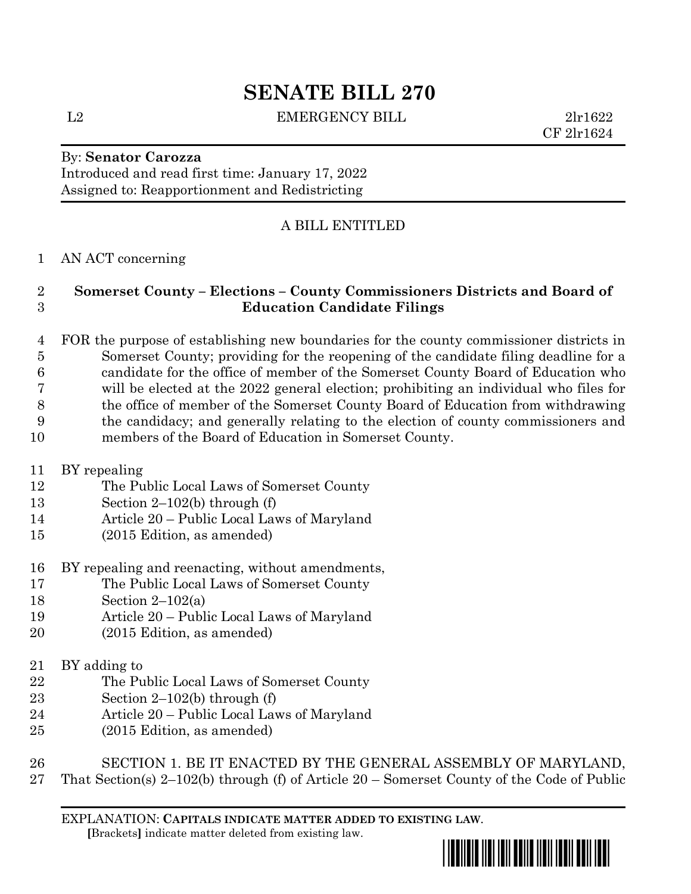# SENATE BILL 270

L2 EMERGENCY BILL 2lr1622
CF 2lr1624

By: **Senator Carozza**
Introduced and read first time: January 17, 2022
Assigned to: Reapportionment and Redistricting

A BILL ENTITLED

AN ACT concerning

**Somerset County – Elections – County Commissioners Districts and Board of Education Candidate Filings**

FOR the purpose of establishing new boundaries for the county commissioner districts in Somerset County; providing for the reopening of the candidate filing deadline for a candidate for the office of member of the Somerset County Board of Education who will be elected at the 2022 general election; prohibiting an individual who files for the office of member of the Somerset County Board of Education from withdrawing the candidacy; and generally relating to the election of county commissioners and members of the Board of Education in Somerset County.

BY repealing
The Public Local Laws of Somerset County
Section 2–102(b) through (f)
Article 20 – Public Local Laws of Maryland
(2015 Edition, as amended)

BY repealing and reenacting, without amendments,
The Public Local Laws of Somerset County
Section 2–102(a)
Article 20 – Public Local Laws of Maryland
(2015 Edition, as amended)

BY adding to
The Public Local Laws of Somerset County
Section 2–102(b) through (f)
Article 20 – Public Local Laws of Maryland
(2015 Edition, as amended)

SECTION 1. BE IT ENACTED BY THE GENERAL ASSEMBLY OF MARYLAND, That Section(s) 2–102(b) through (f) of Article 20 – Somerset County of the Code of Public

EXPLANATION: **CAPITALS INDICATE MATTER ADDED TO EXISTING LAW**.
**[**Brackets**]** indicate matter deleted from existing law.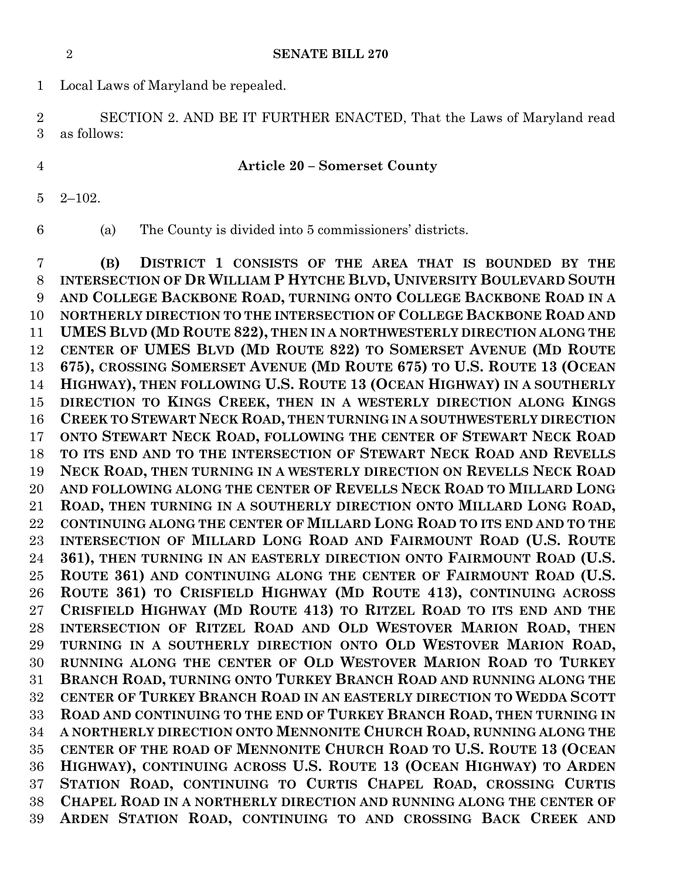Local Laws of Maryland be repealed.

SECTION 2. AND BE IT FURTHER ENACTED, That the Laws of Maryland read as follows:

**Article 20 – Somerset County**

2–102.

(a) The County is divided into 5 commissioners' districts.

**(B) DISTRICT 1 CONSISTS OF THE AREA THAT IS BOUNDED BY THE INTERSECTION OF DR WILLIAM P HYTCHE BLVD, UNIVERSITY BOULEVARD SOUTH AND COLLEGE BACKBONE ROAD, TURNING ONTO COLLEGE BACKBONE ROAD IN A NORTHERLY DIRECTION TO THE INTERSECTION OF COLLEGE BACKBONE ROAD AND UMES BLVD (MD ROUTE 822), THEN IN A NORTHWESTERLY DIRECTION ALONG THE CENTER OF UMES BLVD (MD ROUTE 822) TO SOMERSET AVENUE (MD ROUTE 675), CROSSING SOMERSET AVENUE (MD ROUTE 675) TO U.S. ROUTE 13 (OCEAN HIGHWAY), THEN FOLLOWING U.S. ROUTE 13 (OCEAN HIGHWAY) IN A SOUTHERLY DIRECTION TO KINGS CREEK, THEN IN A WESTERLY DIRECTION ALONG KINGS CREEK TO STEWART NECK ROAD, THEN TURNING IN A SOUTHWESTERLY DIRECTION ONTO STEWART NECK ROAD, FOLLOWING THE CENTER OF STEWART NECK ROAD TO ITS END AND TO THE INTERSECTION OF STEWART NECK ROAD AND REVELLS NECK ROAD, THEN TURNING IN A WESTERLY DIRECTION ON REVELLS NECK ROAD AND FOLLOWING ALONG THE CENTER OF REVELLS NECK ROAD TO MILLARD LONG ROAD, THEN TURNING IN A SOUTHERLY DIRECTION ONTO MILLARD LONG ROAD, CONTINUING ALONG THE CENTER OF MILLARD LONG ROAD TO ITS END AND TO THE INTERSECTION OF MILLARD LONG ROAD AND FAIRMOUNT ROAD (U.S. ROUTE 361), THEN TURNING IN AN EASTERLY DIRECTION ONTO FAIRMOUNT ROAD (U.S. ROUTE 361) AND CONTINUING ALONG THE CENTER OF FAIRMOUNT ROAD (U.S. ROUTE 361) TO CRISFIELD HIGHWAY (MD ROUTE 413), CONTINUING ACROSS CRISFIELD HIGHWAY (MD ROUTE 413) TO RITZEL ROAD TO ITS END AND THE INTERSECTION OF RITZEL ROAD AND OLD WESTOVER MARION ROAD, THEN TURNING IN A SOUTHERLY DIRECTION ONTO OLD WESTOVER MARION ROAD, RUNNING ALONG THE CENTER OF OLD WESTOVER MARION ROAD TO TURKEY BRANCH ROAD, TURNING ONTO TURKEY BRANCH ROAD AND RUNNING ALONG THE CENTER OF TURKEY BRANCH ROAD IN AN EASTERLY DIRECTION TO WEDDA SCOTT ROAD AND CONTINUING TO THE END OF TURKEY BRANCH ROAD, THEN TURNING IN A NORTHERLY DIRECTION ONTO MENNONITE CHURCH ROAD, RUNNING ALONG THE CENTER OF THE ROAD OF MENNONITE CHURCH ROAD TO U.S. ROUTE 13 (OCEAN HIGHWAY), CONTINUING ACROSS U.S. ROUTE 13 (OCEAN HIGHWAY) TO ARDEN STATION ROAD, CONTINUING TO CURTIS CHAPEL ROAD, CROSSING CURTIS CHAPEL ROAD IN A NORTHERLY DIRECTION AND RUNNING ALONG THE CENTER OF ARDEN STATION ROAD, CONTINUING TO AND CROSSING BACK CREEK AND**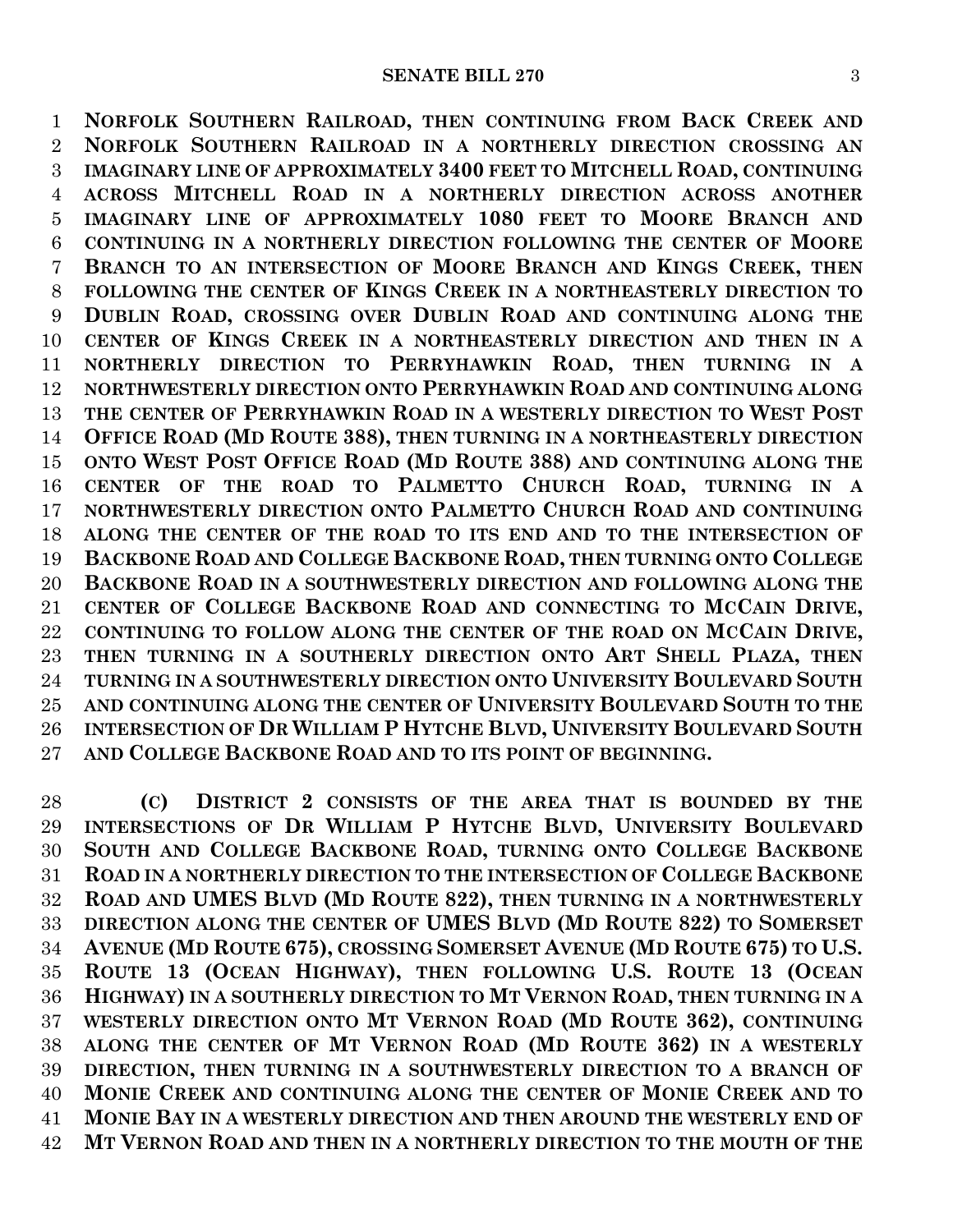**NORFOLK SOUTHERN RAILROAD, THEN CONTINUING FROM BACK CREEK AND NORFOLK SOUTHERN RAILROAD IN A NORTHERLY DIRECTION CROSSING AN IMAGINARY LINE OF APPROXIMATELY 3400 FEET TO MITCHELL ROAD, CONTINUING ACROSS MITCHELL ROAD IN A NORTHERLY DIRECTION ACROSS ANOTHER IMAGINARY LINE OF APPROXIMATELY 1080 FEET TO MOORE BRANCH AND CONTINUING IN A NORTHERLY DIRECTION FOLLOWING THE CENTER OF MOORE BRANCH TO AN INTERSECTION OF MOORE BRANCH AND KINGS CREEK, THEN FOLLOWING THE CENTER OF KINGS CREEK IN A NORTHEASTERLY DIRECTION TO DUBLIN ROAD, CROSSING OVER DUBLIN ROAD AND CONTINUING ALONG THE CENTER OF KINGS CREEK IN A NORTHEASTERLY DIRECTION AND THEN IN A NORTHERLY DIRECTION TO PERRYHAWKIN ROAD, THEN TURNING IN A NORTHWESTERLY DIRECTION ONTO PERRYHAWKIN ROAD AND CONTINUING ALONG THE CENTER OF PERRYHAWKIN ROAD IN A WESTERLY DIRECTION TO WEST POST OFFICE ROAD (MD ROUTE 388), THEN TURNING IN A NORTHEASTERLY DIRECTION ONTO WEST POST OFFICE ROAD (MD ROUTE 388) AND CONTINUING ALONG THE CENTER OF THE ROAD TO PALMETTO CHURCH ROAD, TURNING IN A NORTHWESTERLY DIRECTION ONTO PALMETTO CHURCH ROAD AND CONTINUING ALONG THE CENTER OF THE ROAD TO ITS END AND TO THE INTERSECTION OF BACKBONE ROAD AND COLLEGE BACKBONE ROAD, THEN TURNING ONTO COLLEGE BACKBONE ROAD IN A SOUTHWESTERLY DIRECTION AND FOLLOWING ALONG THE CENTER OF COLLEGE BACKBONE ROAD AND CONNECTING TO MCCAIN DRIVE, CONTINUING TO FOLLOW ALONG THE CENTER OF THE ROAD ON MCCAIN DRIVE, THEN TURNING IN A SOUTHERLY DIRECTION ONTO ART SHELL PLAZA, THEN TURNING IN A SOUTHWESTERLY DIRECTION ONTO UNIVERSITY BOULEVARD SOUTH AND CONTINUING ALONG THE CENTER OF UNIVERSITY BOULEVARD SOUTH TO THE INTERSECTION OF DR WILLIAM P HYTCHE BLVD, UNIVERSITY BOULEVARD SOUTH AND COLLEGE BACKBONE ROAD AND TO ITS POINT OF BEGINNING.**

**(C) DISTRICT 2 CONSISTS OF THE AREA THAT IS BOUNDED BY THE INTERSECTIONS OF DR WILLIAM P HYTCHE BLVD, UNIVERSITY BOULEVARD SOUTH AND COLLEGE BACKBONE ROAD, TURNING ONTO COLLEGE BACKBONE ROAD IN A NORTHERLY DIRECTION TO THE INTERSECTION OF COLLEGE BACKBONE ROAD AND UMES BLVD (MD ROUTE 822), THEN TURNING IN A NORTHWESTERLY DIRECTION ALONG THE CENTER OF UMES BLVD (MD ROUTE 822) TO SOMERSET AVENUE (MD ROUTE 675), CROSSING SOMERSET AVENUE (MD ROUTE 675) TO U.S. ROUTE 13 (OCEAN HIGHWAY), THEN FOLLOWING U.S. ROUTE 13 (OCEAN HIGHWAY) IN A SOUTHERLY DIRECTION TO MT VERNON ROAD, THEN TURNING IN A WESTERLY DIRECTION ONTO MT VERNON ROAD (MD ROUTE 362), CONTINUING ALONG THE CENTER OF MT VERNON ROAD (MD ROUTE 362) IN A WESTERLY DIRECTION, THEN TURNING IN A SOUTHWESTERLY DIRECTION TO A BRANCH OF MONIE CREEK AND CONTINUING ALONG THE CENTER OF MONIE CREEK AND TO MONIE BAY IN A WESTERLY DIRECTION AND THEN AROUND THE WESTERLY END OF MT VERNON ROAD AND THEN IN A NORTHERLY DIRECTION TO THE MOUTH OF THE**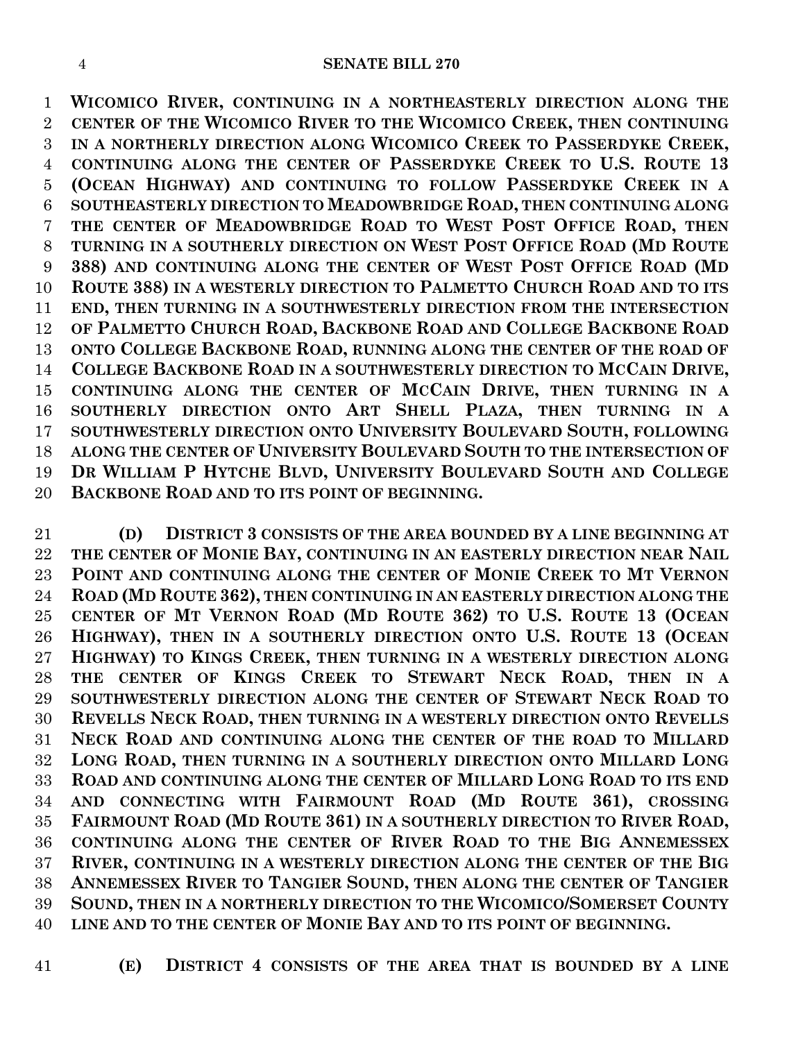**WICOMICO RIVER, CONTINUING IN A NORTHEASTERLY DIRECTION ALONG THE CENTER OF THE WICOMICO RIVER TO THE WICOMICO CREEK, THEN CONTINUING IN A NORTHERLY DIRECTION ALONG WICOMICO CREEK TO PASSERDYKE CREEK, CONTINUING ALONG THE CENTER OF PASSERDYKE CREEK TO U.S. ROUTE 13 (OCEAN HIGHWAY) AND CONTINUING TO FOLLOW PASSERDYKE CREEK IN A SOUTHEASTERLY DIRECTION TO MEADOWBRIDGE ROAD, THEN CONTINUING ALONG THE CENTER OF MEADOWBRIDGE ROAD TO WEST POST OFFICE ROAD, THEN TURNING IN A SOUTHERLY DIRECTION ON WEST POST OFFICE ROAD (MD ROUTE 388) AND CONTINUING ALONG THE CENTER OF WEST POST OFFICE ROAD (MD ROUTE 388) IN A WESTERLY DIRECTION TO PALMETTO CHURCH ROAD AND TO ITS END, THEN TURNING IN A SOUTHWESTERLY DIRECTION FROM THE INTERSECTION OF PALMETTO CHURCH ROAD, BACKBONE ROAD AND COLLEGE BACKBONE ROAD ONTO COLLEGE BACKBONE ROAD, RUNNING ALONG THE CENTER OF THE ROAD OF COLLEGE BACKBONE ROAD IN A SOUTHWESTERLY DIRECTION TO MCCAIN DRIVE, CONTINUING ALONG THE CENTER OF MCCAIN DRIVE, THEN TURNING IN A SOUTHERLY DIRECTION ONTO ART SHELL PLAZA, THEN TURNING IN A SOUTHWESTERLY DIRECTION ONTO UNIVERSITY BOULEVARD SOUTH, FOLLOWING ALONG THE CENTER OF UNIVERSITY BOULEVARD SOUTH TO THE INTERSECTION OF DR WILLIAM P HYTCHE BLVD, UNIVERSITY BOULEVARD SOUTH AND COLLEGE BACKBONE ROAD AND TO ITS POINT OF BEGINNING.**

**(D) DISTRICT 3 CONSISTS OF THE AREA BOUNDED BY A LINE BEGINNING AT THE CENTER OF MONIE BAY, CONTINUING IN AN EASTERLY DIRECTION NEAR NAIL POINT AND CONTINUING ALONG THE CENTER OF MONIE CREEK TO MT VERNON ROAD (MD ROUTE 362), THEN CONTINUING IN AN EASTERLY DIRECTION ALONG THE CENTER OF MT VERNON ROAD (MD ROUTE 362) TO U.S. ROUTE 13 (OCEAN HIGHWAY), THEN IN A SOUTHERLY DIRECTION ONTO U.S. ROUTE 13 (OCEAN HIGHWAY) TO KINGS CREEK, THEN TURNING IN A WESTERLY DIRECTION ALONG THE CENTER OF KINGS CREEK TO STEWART NECK ROAD, THEN IN A SOUTHWESTERLY DIRECTION ALONG THE CENTER OF STEWART NECK ROAD TO REVELLS NECK ROAD, THEN TURNING IN A WESTERLY DIRECTION ONTO REVELLS NECK ROAD AND CONTINUING ALONG THE CENTER OF THE ROAD TO MILLARD LONG ROAD, THEN TURNING IN A SOUTHERLY DIRECTION ONTO MILLARD LONG ROAD AND CONTINUING ALONG THE CENTER OF MILLARD LONG ROAD TO ITS END AND CONNECTING WITH FAIRMOUNT ROAD (MD ROUTE 361), CROSSING FAIRMOUNT ROAD (MD ROUTE 361) IN A SOUTHERLY DIRECTION TO RIVER ROAD, CONTINUING ALONG THE CENTER OF RIVER ROAD TO THE BIG ANNEMESSEX RIVER, CONTINUING IN A WESTERLY DIRECTION ALONG THE CENTER OF THE BIG ANNEMESSEX RIVER TO TANGIER SOUND, THEN ALONG THE CENTER OF TANGIER SOUND, THEN IN A NORTHERLY DIRECTION TO THE WICOMICO/SOMERSET COUNTY LINE AND TO THE CENTER OF MONIE BAY AND TO ITS POINT OF BEGINNING.**

**(E) DISTRICT 4 CONSISTS OF THE AREA THAT IS BOUNDED BY A LINE**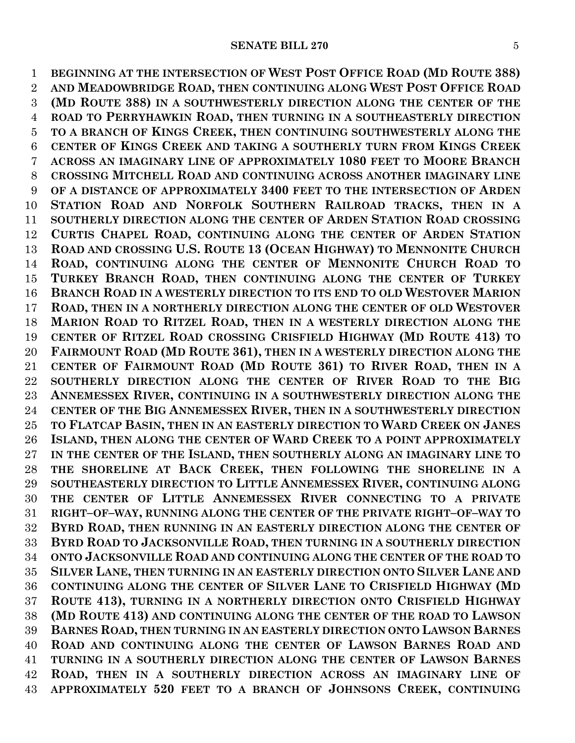**BEGINNING AT THE INTERSECTION OF WEST POST OFFICE ROAD (MD ROUTE 388) AND MEADOWBRIDGE ROAD, THEN CONTINUING ALONG WEST POST OFFICE ROAD (MD ROUTE 388) IN A SOUTHWESTERLY DIRECTION ALONG THE CENTER OF THE ROAD TO PERRYHAWKIN ROAD, THEN TURNING IN A SOUTHEASTERLY DIRECTION TO A BRANCH OF KINGS CREEK, THEN CONTINUING SOUTHWESTERLY ALONG THE CENTER OF KINGS CREEK AND TAKING A SOUTHERLY TURN FROM KINGS CREEK ACROSS AN IMAGINARY LINE OF APPROXIMATELY 1080 FEET TO MOORE BRANCH CROSSING MITCHELL ROAD AND CONTINUING ACROSS ANOTHER IMAGINARY LINE OF A DISTANCE OF APPROXIMATELY 3400 FEET TO THE INTERSECTION OF ARDEN STATION ROAD AND NORFOLK SOUTHERN RAILROAD TRACKS, THEN IN A SOUTHERLY DIRECTION ALONG THE CENTER OF ARDEN STATION ROAD CROSSING CURTIS CHAPEL ROAD, CONTINUING ALONG THE CENTER OF ARDEN STATION ROAD AND CROSSING U.S. ROUTE 13 (OCEAN HIGHWAY) TO MENNONITE CHURCH ROAD, CONTINUING ALONG THE CENTER OF MENNONITE CHURCH ROAD TO TURKEY BRANCH ROAD, THEN CONTINUING ALONG THE CENTER OF TURKEY BRANCH ROAD IN A WESTERLY DIRECTION TO ITS END TO OLD WESTOVER MARION ROAD, THEN IN A NORTHERLY DIRECTION ALONG THE CENTER OF OLD WESTOVER MARION ROAD TO RITZEL ROAD, THEN IN A WESTERLY DIRECTION ALONG THE CENTER OF RITZEL ROAD CROSSING CRISFIELD HIGHWAY (MD ROUTE 413) TO FAIRMOUNT ROAD (MD ROUTE 361), THEN IN A WESTERLY DIRECTION ALONG THE CENTER OF FAIRMOUNT ROAD (MD ROUTE 361) TO RIVER ROAD, THEN IN A SOUTHERLY DIRECTION ALONG THE CENTER OF RIVER ROAD TO THE BIG ANNEMESSEX RIVER, CONTINUING IN A SOUTHWESTERLY DIRECTION ALONG THE CENTER OF THE BIG ANNEMESSEX RIVER, THEN IN A SOUTHWESTERLY DIRECTION TO FLATCAP BASIN, THEN IN AN EASTERLY DIRECTION TO WARD CREEK ON JANES ISLAND, THEN ALONG THE CENTER OF WARD CREEK TO A POINT APPROXIMATELY IN THE CENTER OF THE ISLAND, THEN SOUTHERLY ALONG AN IMAGINARY LINE TO THE SHORELINE AT BACK CREEK, THEN FOLLOWING THE SHORELINE IN A SOUTHEASTERLY DIRECTION TO LITTLE ANNEMESSEX RIVER, CONTINUING ALONG THE CENTER OF LITTLE ANNEMESSEX RIVER CONNECTING TO A PRIVATE RIGHT–OF–WAY, RUNNING ALONG THE CENTER OF THE PRIVATE RIGHT–OF–WAY TO BYRD ROAD, THEN RUNNING IN AN EASTERLY DIRECTION ALONG THE CENTER OF BYRD ROAD TO JACKSONVILLE ROAD, THEN TURNING IN A SOUTHERLY DIRECTION ONTO JACKSONVILLE ROAD AND CONTINUING ALONG THE CENTER OF THE ROAD TO SILVER LANE, THEN TURNING IN AN EASTERLY DIRECTION ONTO SILVER LANE AND CONTINUING ALONG THE CENTER OF SILVER LANE TO CRISFIELD HIGHWAY (MD ROUTE 413), TURNING IN A NORTHERLY DIRECTION ONTO CRISFIELD HIGHWAY (MD ROUTE 413) AND CONTINUING ALONG THE CENTER OF THE ROAD TO LAWSON BARNES ROAD, THEN TURNING IN AN EASTERLY DIRECTION ONTO LAWSON BARNES ROAD AND CONTINUING ALONG THE CENTER OF LAWSON BARNES ROAD AND TURNING IN A SOUTHERLY DIRECTION ALONG THE CENTER OF LAWSON BARNES ROAD, THEN IN A SOUTHERLY DIRECTION ACROSS AN IMAGINARY LINE OF APPROXIMATELY 520 FEET TO A BRANCH OF JOHNSONS CREEK, CONTINUING**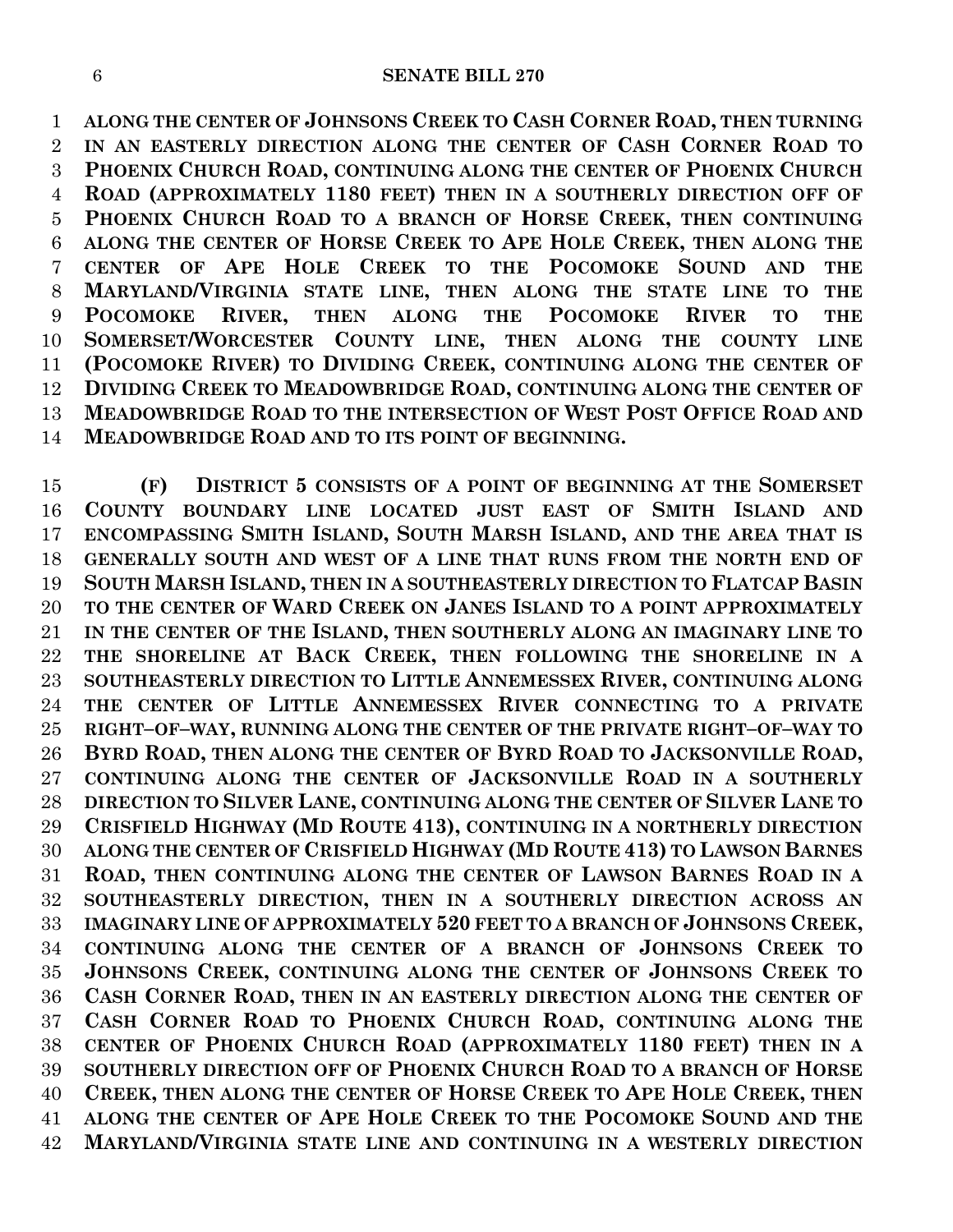**ALONG THE CENTER OF JOHNSONS CREEK TO CASH CORNER ROAD, THEN TURNING IN AN EASTERLY DIRECTION ALONG THE CENTER OF CASH CORNER ROAD TO PHOENIX CHURCH ROAD, CONTINUING ALONG THE CENTER OF PHOENIX CHURCH ROAD (APPROXIMATELY 1180 FEET) THEN IN A SOUTHERLY DIRECTION OFF OF PHOENIX CHURCH ROAD TO A BRANCH OF HORSE CREEK, THEN CONTINUING ALONG THE CENTER OF HORSE CREEK TO APE HOLE CREEK, THEN ALONG THE CENTER OF APE HOLE CREEK TO THE POCOMOKE SOUND AND THE MARYLAND/VIRGINIA STATE LINE, THEN ALONG THE STATE LINE TO THE POCOMOKE RIVER, THEN ALONG THE POCOMOKE RIVER TO THE SOMERSET/WORCESTER COUNTY LINE, THEN ALONG THE COUNTY LINE (POCOMOKE RIVER) TO DIVIDING CREEK, CONTINUING ALONG THE CENTER OF DIVIDING CREEK TO MEADOWBRIDGE ROAD, CONTINUING ALONG THE CENTER OF MEADOWBRIDGE ROAD TO THE INTERSECTION OF WEST POST OFFICE ROAD AND MEADOWBRIDGE ROAD AND TO ITS POINT OF BEGINNING.**

**(F) DISTRICT 5 CONSISTS OF A POINT OF BEGINNING AT THE SOMERSET COUNTY BOUNDARY LINE LOCATED JUST EAST OF SMITH ISLAND AND ENCOMPASSING SMITH ISLAND, SOUTH MARSH ISLAND, AND THE AREA THAT IS GENERALLY SOUTH AND WEST OF A LINE THAT RUNS FROM THE NORTH END OF SOUTH MARSH ISLAND, THEN IN A SOUTHEASTERLY DIRECTION TO FLATCAP BASIN TO THE CENTER OF WARD CREEK ON JANES ISLAND TO A POINT APPROXIMATELY IN THE CENTER OF THE ISLAND, THEN SOUTHERLY ALONG AN IMAGINARY LINE TO THE SHORELINE AT BACK CREEK, THEN FOLLOWING THE SHORELINE IN A SOUTHEASTERLY DIRECTION TO LITTLE ANNEMESSEX RIVER, CONTINUING ALONG THE CENTER OF LITTLE ANNEMESSEX RIVER CONNECTING TO A PRIVATE RIGHT–OF–WAY, RUNNING ALONG THE CENTER OF THE PRIVATE RIGHT–OF–WAY TO BYRD ROAD, THEN ALONG THE CENTER OF BYRD ROAD TO JACKSONVILLE ROAD, CONTINUING ALONG THE CENTER OF JACKSONVILLE ROAD IN A SOUTHERLY DIRECTION TO SILVER LANE, CONTINUING ALONG THE CENTER OF SILVER LANE TO CRISFIELD HIGHWAY (MD ROUTE 413), CONTINUING IN A NORTHERLY DIRECTION ALONG THE CENTER OF CRISFIELD HIGHWAY (MD ROUTE 413) TO LAWSON BARNES ROAD, THEN CONTINUING ALONG THE CENTER OF LAWSON BARNES ROAD IN A SOUTHEASTERLY DIRECTION, THEN IN A SOUTHERLY DIRECTION ACROSS AN IMAGINARY LINE OF APPROXIMATELY 520 FEET TO A BRANCH OF JOHNSONS CREEK, CONTINUING ALONG THE CENTER OF A BRANCH OF JOHNSONS CREEK TO JOHNSONS CREEK, CONTINUING ALONG THE CENTER OF JOHNSONS CREEK TO CASH CORNER ROAD, THEN IN AN EASTERLY DIRECTION ALONG THE CENTER OF CASH CORNER ROAD TO PHOENIX CHURCH ROAD, CONTINUING ALONG THE CENTER OF PHOENIX CHURCH ROAD (APPROXIMATELY 1180 FEET) THEN IN A SOUTHERLY DIRECTION OFF OF PHOENIX CHURCH ROAD TO A BRANCH OF HORSE CREEK, THEN ALONG THE CENTER OF HORSE CREEK TO APE HOLE CREEK, THEN ALONG THE CENTER OF APE HOLE CREEK TO THE POCOMOKE SOUND AND THE MARYLAND/VIRGINIA STATE LINE AND CONTINUING IN A WESTERLY DIRECTION**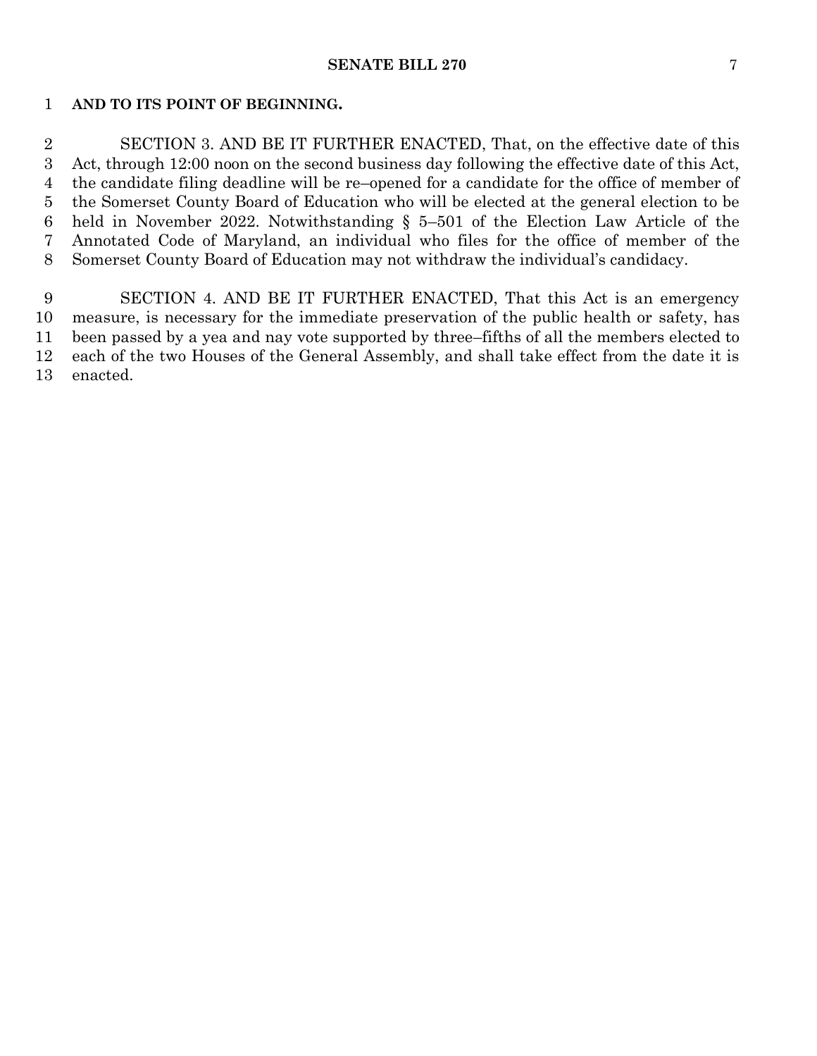**AND TO ITS POINT OF BEGINNING.**

SECTION 3. AND BE IT FURTHER ENACTED, That, on the effective date of this Act, through 12:00 noon on the second business day following the effective date of this Act, the candidate filing deadline will be re–opened for a candidate for the office of member of the Somerset County Board of Education who will be elected at the general election to be held in November 2022. Notwithstanding § 5–501 of the Election Law Article of the Annotated Code of Maryland, an individual who files for the office of member of the Somerset County Board of Education may not withdraw the individual's candidacy.

SECTION 4. AND BE IT FURTHER ENACTED, That this Act is an emergency measure, is necessary for the immediate preservation of the public health or safety, has been passed by a yea and nay vote supported by three–fifths of all the members elected to each of the two Houses of the General Assembly, and shall take effect from the date it is enacted.